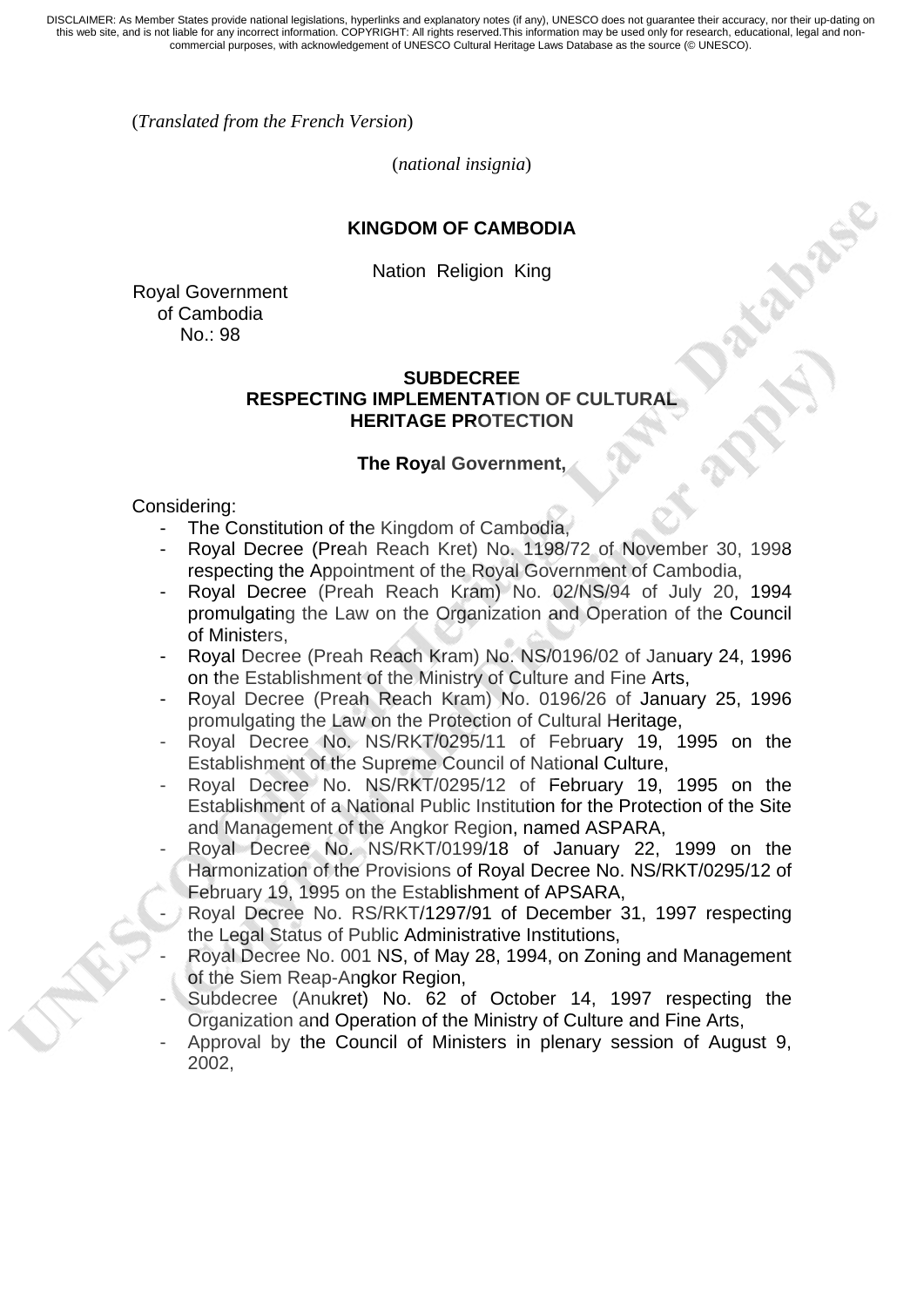(*Translated from the French Version*)

(*national insignia*)

**KINGDOM OF CAMBODIA**

Nation Religion King

Royal Government
of Cambodia
No.: 98

## SUBDECREE RESPECTING IMPLEMENTATION OF CULTURAL HERITAGE PROTECTION

**The Royal Government,**

Considering:

- The Constitution of the Kingdom of Cambodia,
- Royal Decree (Preah Reach Kret) No. 1198/72 of November 30, 1998 respecting the Appointment of the Royal Government of Cambodia,
- Royal Decree (Preah Reach Kram) No. 02/NS/94 of July 20, 1994 promulgating the Law on the Organization and Operation of the Council of Ministers,
- Royal Decree (Preah Reach Kram) No. NS/0196/02 of January 24, 1996 on the Establishment of the Ministry of Culture and Fine Arts,
- Royal Decree (Preah Reach Kram) No. 0196/26 of January 25, 1996 promulgating the Law on the Protection of Cultural Heritage,
- Royal Decree No. NS/RKT/0295/11 of February 19, 1995 on the Establishment of the Supreme Council of National Culture,
- Royal Decree No. NS/RKT/0295/12 of February 19, 1995 on the Establishment of a National Public Institution for the Protection of the Site and Management of the Angkor Region, named ASPARA,
- Royal Decree No. NS/RKT/0199/18 of January 22, 1999 on the Harmonization of the Provisions of Royal Decree No. NS/RKT/0295/12 of February 19, 1995 on the Establishment of APSARA,
- Royal Decree No. RS/RKT/1297/91 of December 31, 1997 respecting the Legal Status of Public Administrative Institutions,
- Royal Decree No. 001 NS, of May 28, 1994, on Zoning and Management of the Siem Reap-Angkor Region,
- Subdecree (Anukret) No. 62 of October 14, 1997 respecting the Organization and Operation of the Ministry of Culture and Fine Arts,
- Approval by the Council of Ministers in plenary session of August 9, 2002,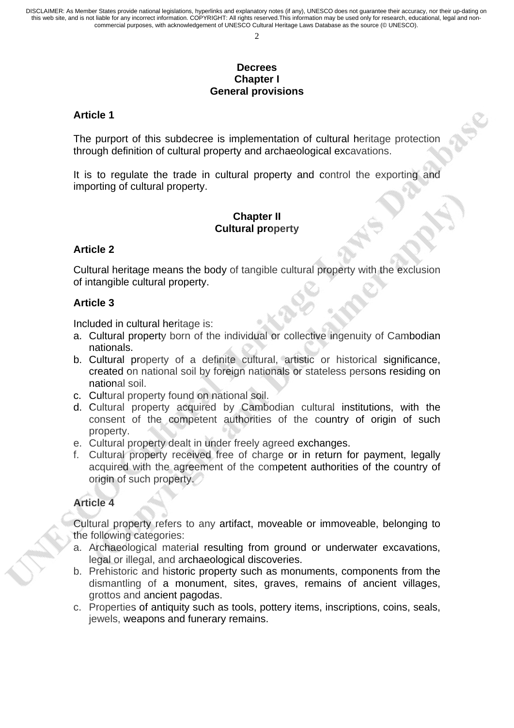# Decrees
## Chapter I
## General provisions

### Article 1

The purport of this subdecree is implementation of cultural heritage protection through definition of cultural property and archaeological excavations.

It is to regulate the trade in cultural property and control the exporting and importing of cultural property.

## Chapter II
## Cultural property

### Article 2

Cultural heritage means the body of tangible cultural property with the exclusion of intangible cultural property.

### Article 3

Included in cultural heritage is:

a. Cultural property born of the individual or collective ingenuity of Cambodian nationals.
b. Cultural property of a definite cultural, artistic or historical significance, created on national soil by foreign nationals or stateless persons residing on national soil.
c. Cultural property found on national soil.
d. Cultural property acquired by Cambodian cultural institutions, with the consent of the competent authorities of the country of origin of such property.
e. Cultural property dealt in under freely agreed exchanges.
f. Cultural property received free of charge or in return for payment, legally acquired with the agreement of the competent authorities of the country of origin of such property.

### Article 4

Cultural property refers to any artifact, moveable or immoveable, belonging to the following categories:

a. Archaeological material resulting from ground or underwater excavations, legal or illegal, and archaeological discoveries.
b. Prehistoric and historic property such as monuments, components from the dismantling of a monument, sites, graves, remains of ancient villages, grottos and ancient pagodas.
c. Properties of antiquity such as tools, pottery items, inscriptions, coins, seals, jewels, weapons and funerary remains.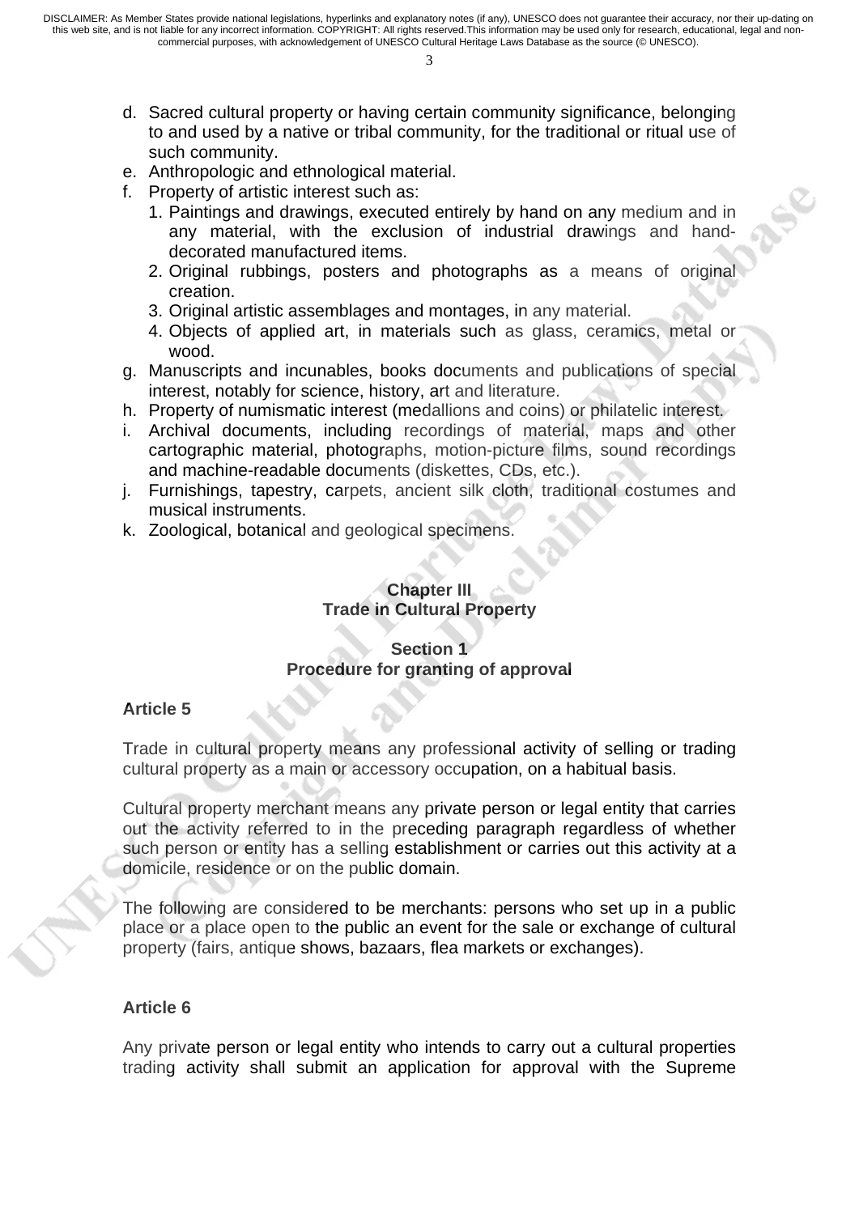d. Sacred cultural property or having certain community significance, belonging to and used by a native or tribal community, for the traditional or ritual use of such community.
e. Anthropologic and ethnological material.
f. Property of artistic interest such as:
   1. Paintings and drawings, executed entirely by hand on any medium and in any material, with the exclusion of industrial drawings and hand-decorated manufactured items.
   2. Original rubbings, posters and photographs as a means of original creation.
   3. Original artistic assemblages and montages, in any material.
   4. Objects of applied art, in materials such as glass, ceramics, metal or wood.
g. Manuscripts and incunables, books documents and publications of special interest, notably for science, history, art and literature.
h. Property of numismatic interest (medallions and coins) or philatelic interest.
i. Archival documents, including recordings of material, maps and other cartographic material, photographs, motion-picture films, sound recordings and machine-readable documents (diskettes, CDs, etc.).
j. Furnishings, tapestry, carpets, ancient silk cloth, traditional costumes and musical instruments.
k. Zoological, botanical and geological specimens.

## Chapter III
## Trade in Cultural Property

### Section 1
### Procedure for granting of approval

**Article 5**

Trade in cultural property means any professional activity of selling or trading cultural property as a main or accessory occupation, on a habitual basis.

Cultural property merchant means any private person or legal entity that carries out the activity referred to in the preceding paragraph regardless of whether such person or entity has a selling establishment or carries out this activity at a domicile, residence or on the public domain.

The following are considered to be merchants: persons who set up in a public place or a place open to the public an event for the sale or exchange of cultural property (fairs, antique shows, bazaars, flea markets or exchanges).

**Article 6**

Any private person or legal entity who intends to carry out a cultural properties trading activity shall submit an application for approval with the Supreme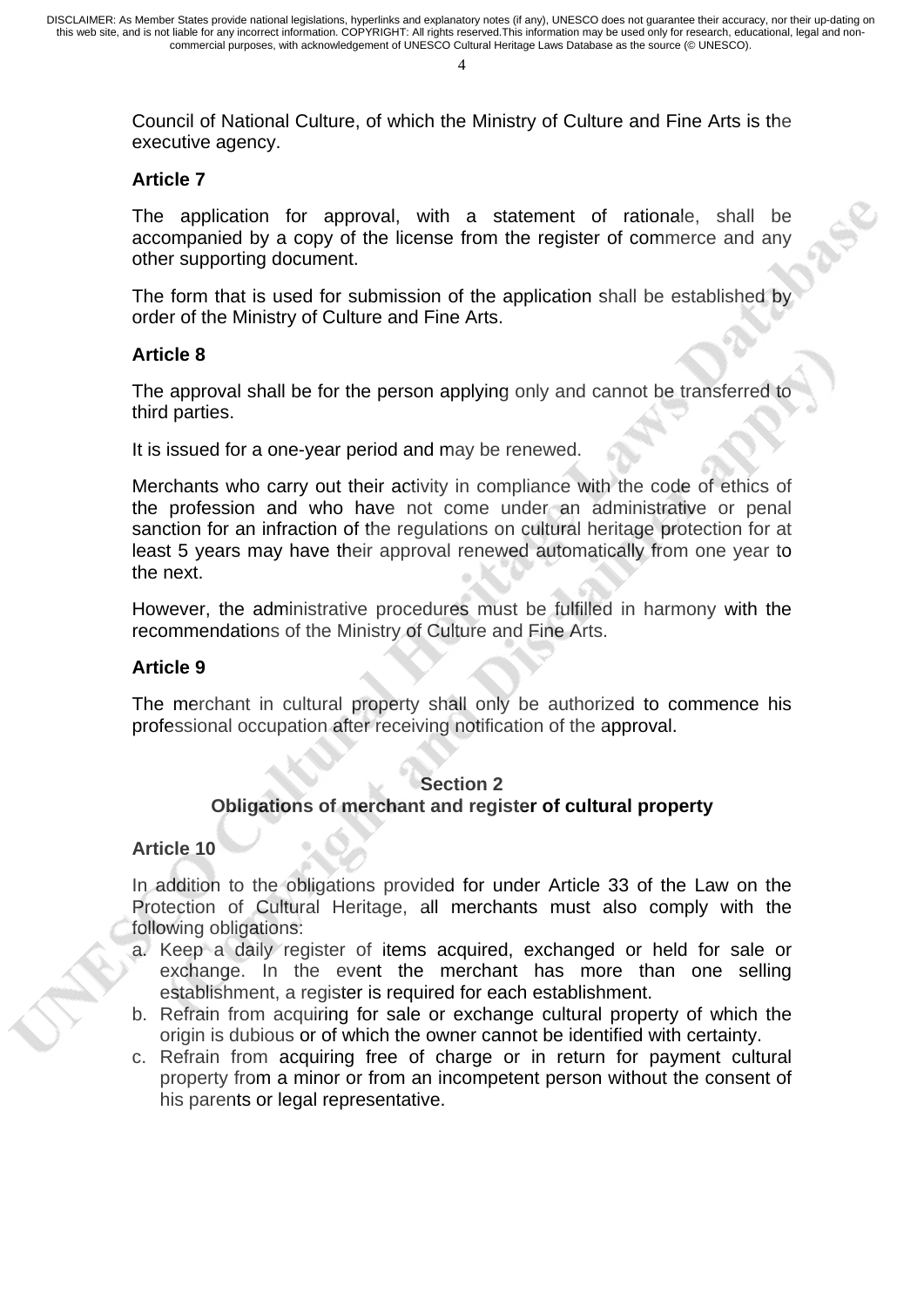Council of National Culture, of which the Ministry of Culture and Fine Arts is the executive agency.

**Article 7**

The application for approval, with a statement of rationale, shall be accompanied by a copy of the license from the register of commerce and any other supporting document.

The form that is used for submission of the application shall be established by order of the Ministry of Culture and Fine Arts.

**Article 8**

The approval shall be for the person applying only and cannot be transferred to third parties.

It is issued for a one-year period and may be renewed.

Merchants who carry out their activity in compliance with the code of ethics of the profession and who have not come under an administrative or penal sanction for an infraction of the regulations on cultural heritage protection for at least 5 years may have their approval renewed automatically from one year to the next.

However, the administrative procedures must be fulfilled in harmony with the recommendations of the Ministry of Culture and Fine Arts.

**Article 9**

The merchant in cultural property shall only be authorized to commence his professional occupation after receiving notification of the approval.

## Section 2
## Obligations of merchant and register of cultural property

**Article 10**

In addition to the obligations provided for under Article 33 of the Law on the Protection of Cultural Heritage, all merchants must also comply with the following obligations:

a. Keep a daily register of items acquired, exchanged or held for sale or exchange. In the event the merchant has more than one selling establishment, a register is required for each establishment.
b. Refrain from acquiring for sale or exchange cultural property of which the origin is dubious or of which the owner cannot be identified with certainty.
c. Refrain from acquiring free of charge or in return for payment cultural property from a minor or from an incompetent person without the consent of his parents or legal representative.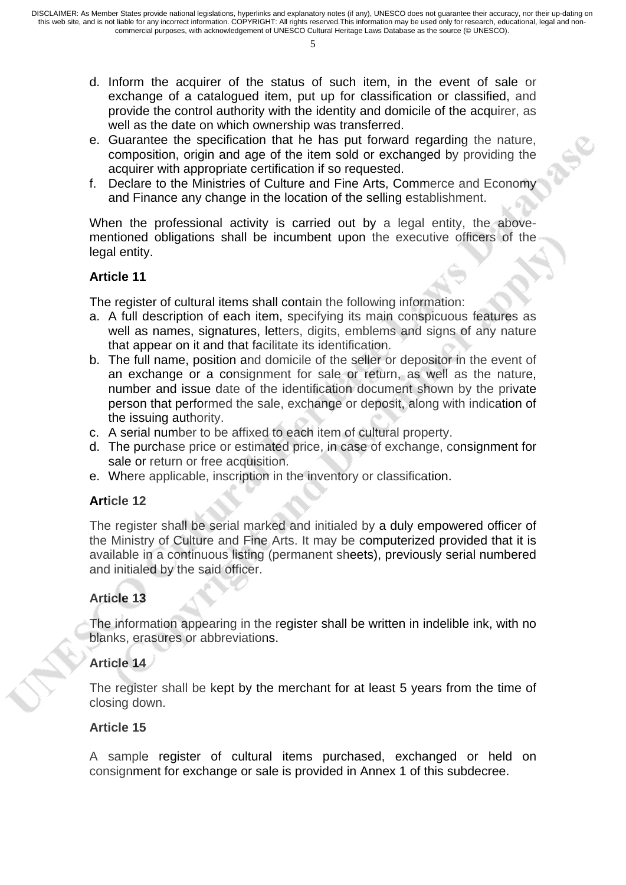d. Inform the acquirer of the status of such item, in the event of sale or exchange of a catalogued item, put up for classification or classified, and provide the control authority with the identity and domicile of the acquirer, as well as the date on which ownership was transferred.
e. Guarantee the specification that he has put forward regarding the nature, composition, origin and age of the item sold or exchanged by providing the acquirer with appropriate certification if so requested.
f. Declare to the Ministries of Culture and Fine Arts, Commerce and Economy and Finance any change in the location of the selling establishment.

When the professional activity is carried out by a legal entity, the above-mentioned obligations shall be incumbent upon the executive officers of the legal entity.

### Article 11

The register of cultural items shall contain the following information:

a. A full description of each item, specifying its main conspicuous features as well as names, signatures, letters, digits, emblems and signs of any nature that appear on it and that facilitate its identification.
b. The full name, position and domicile of the seller or depositor in the event of an exchange or a consignment for sale or return, as well as the nature, number and issue date of the identification document shown by the private person that performed the sale, exchange or deposit, along with indication of the issuing authority.
c. A serial number to be affixed to each item of cultural property.
d. The purchase price or estimated price, in case of exchange, consignment for sale or return or free acquisition.
e. Where applicable, inscription in the inventory or classification.

### Article 12

The register shall be serial marked and initialed by a duly empowered officer of the Ministry of Culture and Fine Arts. It may be computerized provided that it is available in a continuous listing (permanent sheets), previously serial numbered and initialed by the said officer.

### Article 13

The information appearing in the register shall be written in indelible ink, with no blanks, erasures or abbreviations.

### Article 14

The register shall be kept by the merchant for at least 5 years from the time of closing down.

### Article 15

A sample register of cultural items purchased, exchanged or held on consignment for exchange or sale is provided in Annex 1 of this subdecree.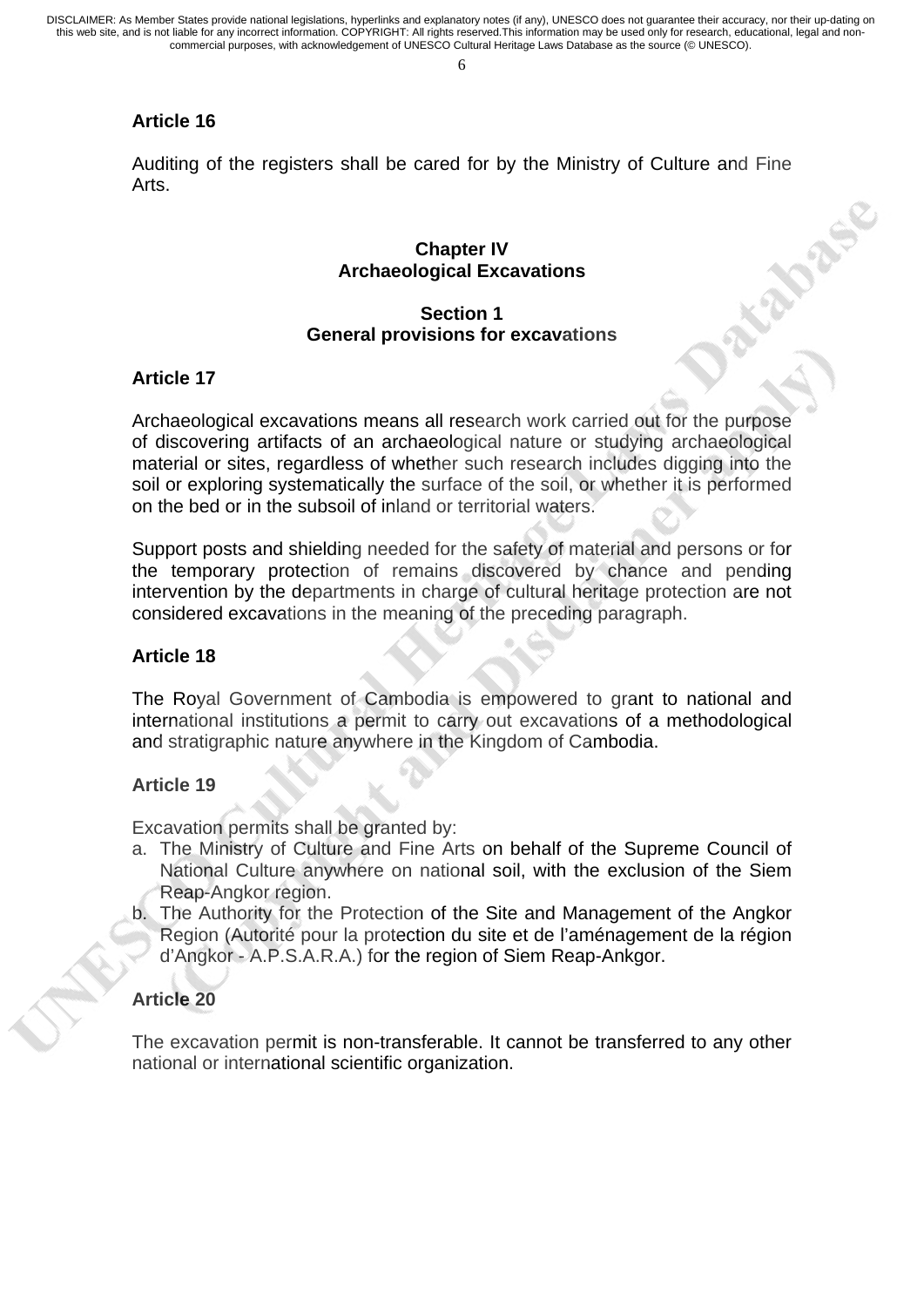**Article 16**

Auditing of the registers shall be cared for by the Ministry of Culture and Fine Arts.

## Chapter IV
## Archaeological Excavations

### Section 1
### General provisions for excavations

**Article 17**

Archaeological excavations means all research work carried out for the purpose of discovering artifacts of an archaeological nature or studying archaeological material or sites, regardless of whether such research includes digging into the soil or exploring systematically the surface of the soil, or whether it is performed on the bed or in the subsoil of inland or territorial waters.

Support posts and shielding needed for the safety of material and persons or for the temporary protection of remains discovered by chance and pending intervention by the departments in charge of cultural heritage protection are not considered excavations in the meaning of the preceding paragraph.

**Article 18**

The Royal Government of Cambodia is empowered to grant to national and international institutions a permit to carry out excavations of a methodological and stratigraphic nature anywhere in the Kingdom of Cambodia.

**Article 19**

Excavation permits shall be granted by:

a. The Ministry of Culture and Fine Arts on behalf of the Supreme Council of National Culture anywhere on national soil, with the exclusion of the Siem Reap-Angkor region.
b. The Authority for the Protection of the Site and Management of the Angkor Region (Autorité pour la protection du site et de l'aménagement de la région d'Angkor - A.P.S.A.R.A.) for the region of Siem Reap-Ankgor.

**Article 20**

The excavation permit is non-transferable. It cannot be transferred to any other national or international scientific organization.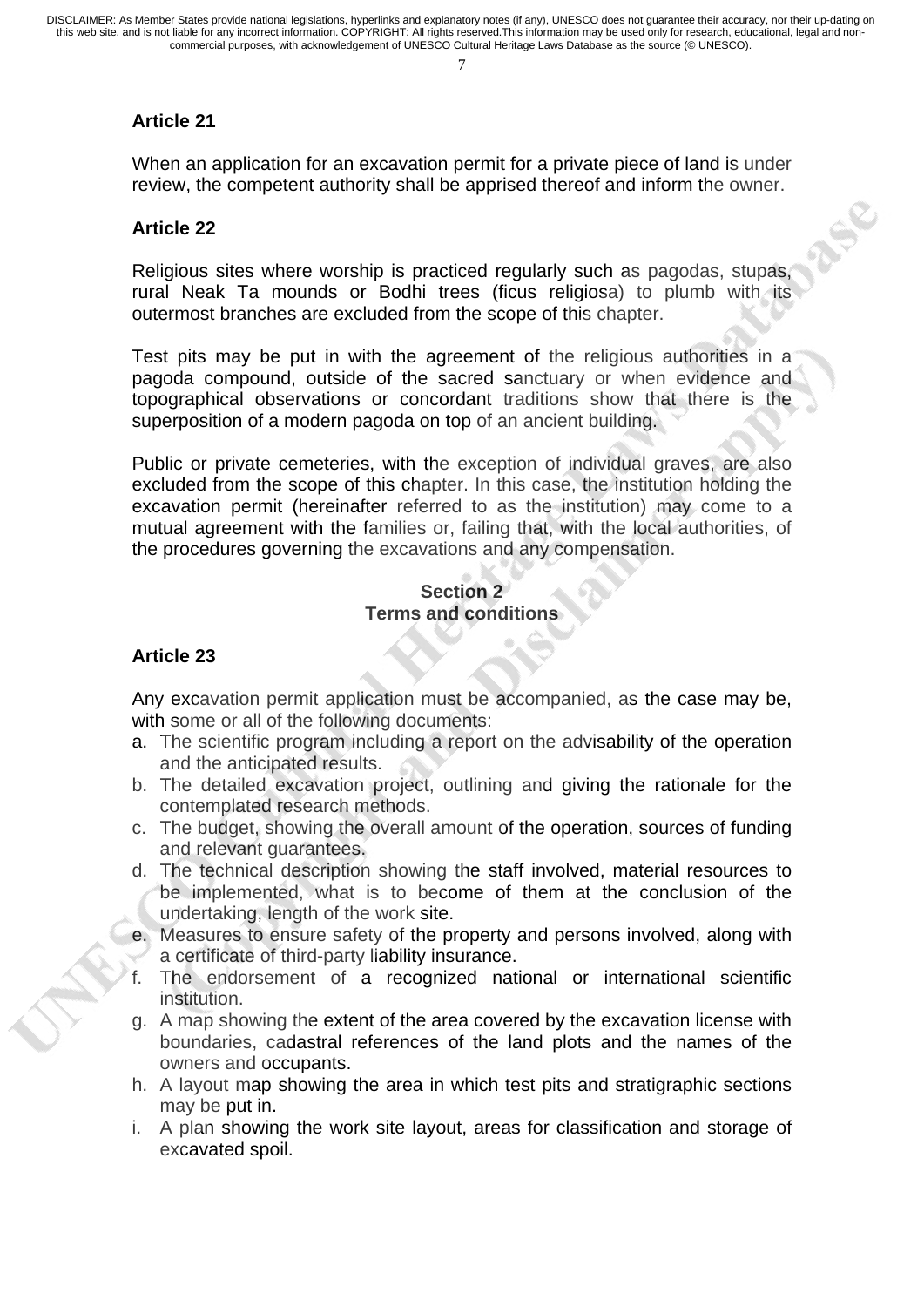### Article 21

When an application for an excavation permit for a private piece of land is under review, the competent authority shall be apprised thereof and inform the owner.

### Article 22

Religious sites where worship is practiced regularly such as pagodas, stupas, rural Neak Ta mounds or Bodhi trees (ficus religiosa) to plumb with its outermost branches are excluded from the scope of this chapter.

Test pits may be put in with the agreement of the religious authorities in a pagoda compound, outside of the sacred sanctuary or when evidence and topographical observations or concordant traditions show that there is the superposition of a modern pagoda on top of an ancient building.

Public or private cemeteries, with the exception of individual graves, are also excluded from the scope of this chapter. In this case, the institution holding the excavation permit (hereinafter referred to as the institution) may come to a mutual agreement with the families or, failing that, with the local authorities, of the procedures governing the excavations and any compensation.

## Section 2
## Terms and conditions

### Article 23

Any excavation permit application must be accompanied, as the case may be, with some or all of the following documents:

a. The scientific program including a report on the advisability of the operation and the anticipated results.
b. The detailed excavation project, outlining and giving the rationale for the contemplated research methods.
c. The budget, showing the overall amount of the operation, sources of funding and relevant guarantees.
d. The technical description showing the staff involved, material resources to be implemented, what is to become of them at the conclusion of the undertaking, length of the work site.
e. Measures to ensure safety of the property and persons involved, along with a certificate of third-party liability insurance.
f. The endorsement of a recognized national or international scientific institution.
g. A map showing the extent of the area covered by the excavation license with boundaries, cadastral references of the land plots and the names of the owners and occupants.
h. A layout map showing the area in which test pits and stratigraphic sections may be put in.
i. A plan showing the work site layout, areas for classification and storage of excavated spoil.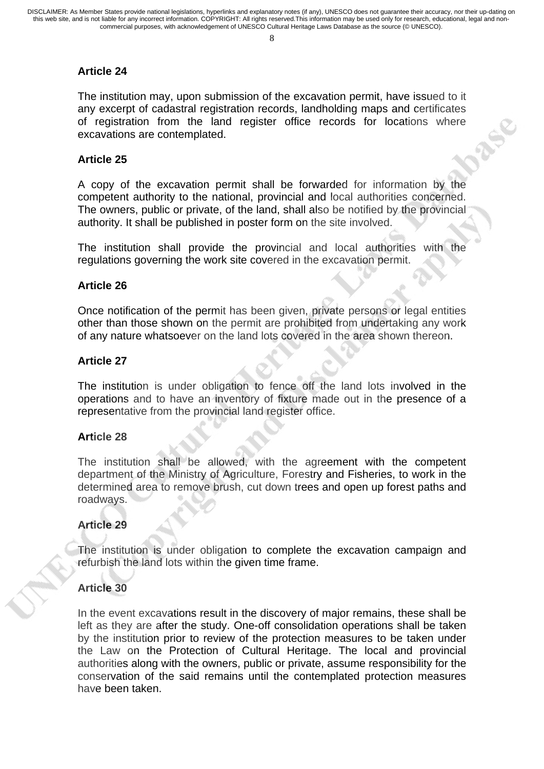### Article 24

The institution may, upon submission of the excavation permit, have issued to it any excerpt of cadastral registration records, landholding maps and certificates of registration from the land register office records for locations where excavations are contemplated.

### Article 25

A copy of the excavation permit shall be forwarded for information by the competent authority to the national, provincial and local authorities concerned. The owners, public or private, of the land, shall also be notified by the provincial authority. It shall be published in poster form on the site involved.

The institution shall provide the provincial and local authorities with the regulations governing the work site covered in the excavation permit.

### Article 26

Once notification of the permit has been given, private persons or legal entities other than those shown on the permit are prohibited from undertaking any work of any nature whatsoever on the land lots covered in the area shown thereon.

### Article 27

The institution is under obligation to fence off the land lots involved in the operations and to have an inventory of fixture made out in the presence of a representative from the provincial land register office.

### Article 28

The institution shall be allowed, with the agreement with the competent department of the Ministry of Agriculture, Forestry and Fisheries, to work in the determined area to remove brush, cut down trees and open up forest paths and roadways.

### Article 29

The institution is under obligation to complete the excavation campaign and refurbish the land lots within the given time frame.

### Article 30

In the event excavations result in the discovery of major remains, these shall be left as they are after the study. One-off consolidation operations shall be taken by the institution prior to review of the protection measures to be taken under the Law on the Protection of Cultural Heritage. The local and provincial authorities along with the owners, public or private, assume responsibility for the conservation of the said remains until the contemplated protection measures have been taken.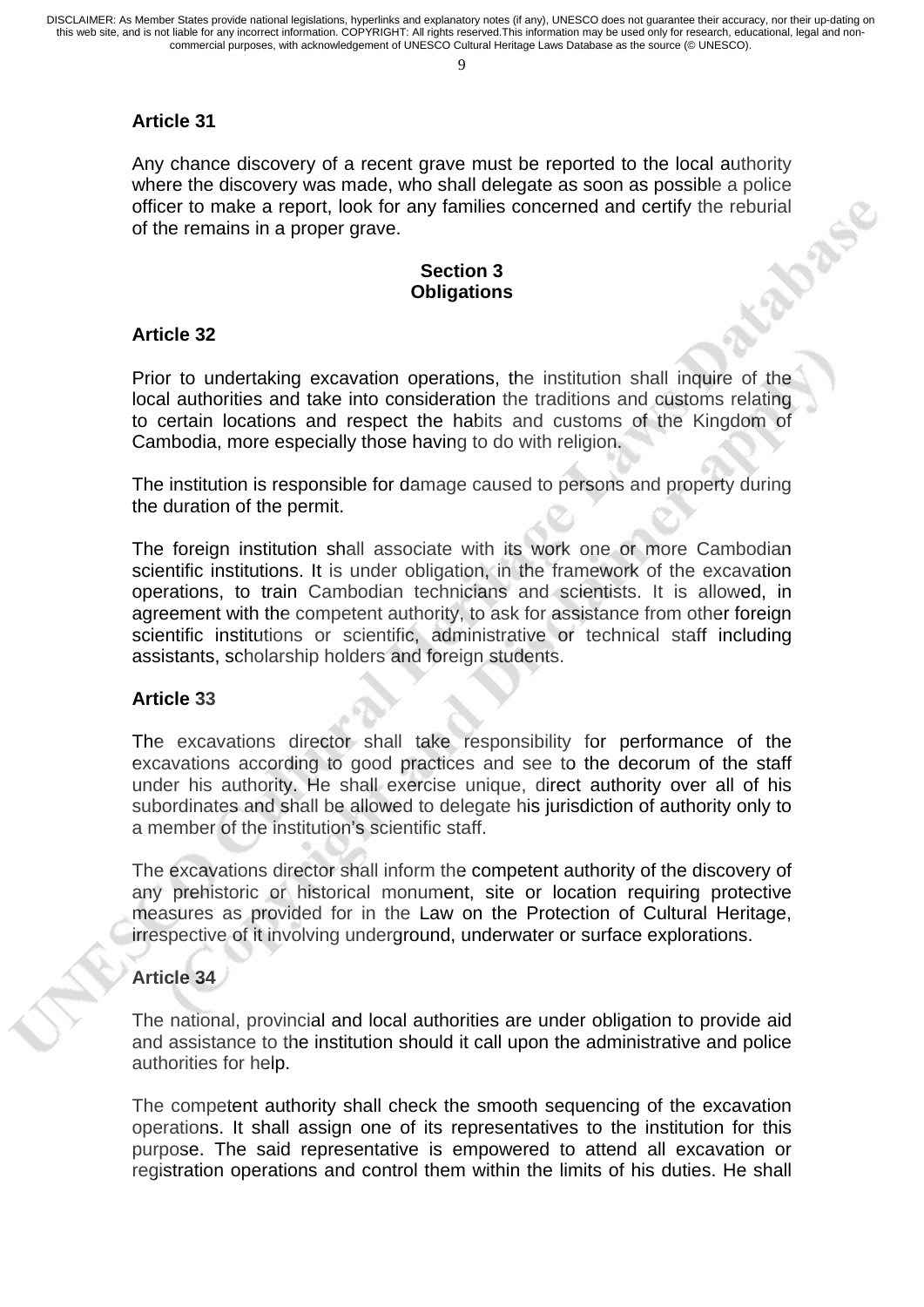**Article 31**

Any chance discovery of a recent grave must be reported to the local authority where the discovery was made, who shall delegate as soon as possible a police officer to make a report, look for any families concerned and certify the reburial of the remains in a proper grave.

**Section 3**
**Obligations**

**Article 32**

Prior to undertaking excavation operations, the institution shall inquire of the local authorities and take into consideration the traditions and customs relating to certain locations and respect the habits and customs of the Kingdom of Cambodia, more especially those having to do with religion.

The institution is responsible for damage caused to persons and property during the duration of the permit.

The foreign institution shall associate with its work one or more Cambodian scientific institutions. It is under obligation, in the framework of the excavation operations, to train Cambodian technicians and scientists. It is allowed, in agreement with the competent authority, to ask for assistance from other foreign scientific institutions or scientific, administrative or technical staff including assistants, scholarship holders and foreign students.

**Article 33**

The excavations director shall take responsibility for performance of the excavations according to good practices and see to the decorum of the staff under his authority. He shall exercise unique, direct authority over all of his subordinates and shall be allowed to delegate his jurisdiction of authority only to a member of the institution's scientific staff.

The excavations director shall inform the competent authority of the discovery of any prehistoric or historical monument, site or location requiring protective measures as provided for in the Law on the Protection of Cultural Heritage, irrespective of it involving underground, underwater or surface explorations.

**Article 34**

The national, provincial and local authorities are under obligation to provide aid and assistance to the institution should it call upon the administrative and police authorities for help.

The competent authority shall check the smooth sequencing of the excavation operations. It shall assign one of its representatives to the institution for this purpose. The said representative is empowered to attend all excavation or registration operations and control them within the limits of his duties. He shall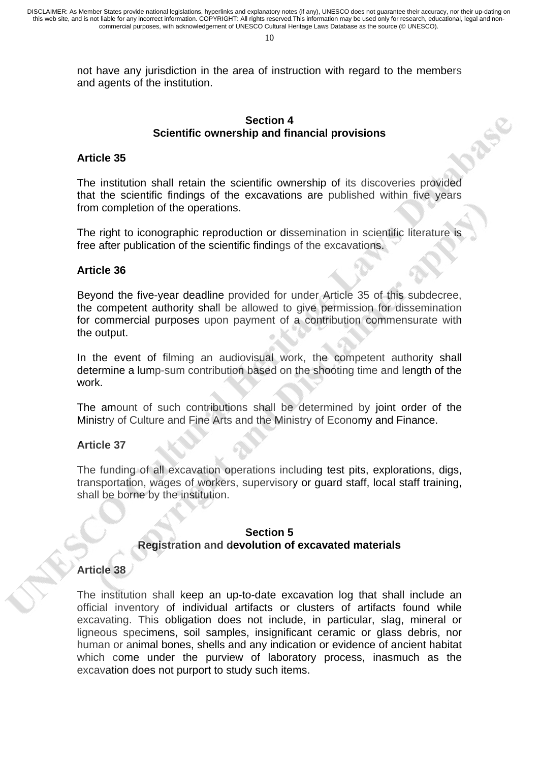not have any jurisdiction in the area of instruction with regard to the members and agents of the institution.

## Section 4
## Scientific ownership and financial provisions

### Article 35

The institution shall retain the scientific ownership of its discoveries provided that the scientific findings of the excavations are published within five years from completion of the operations.

The right to iconographic reproduction or dissemination in scientific literature is free after publication of the scientific findings of the excavations.

### Article 36

Beyond the five-year deadline provided for under Article 35 of this subdecree, the competent authority shall be allowed to give permission for dissemination for commercial purposes upon payment of a contribution commensurate with the output.

In the event of filming an audiovisual work, the competent authority shall determine a lump-sum contribution based on the shooting time and length of the work.

The amount of such contributions shall be determined by joint order of the Ministry of Culture and Fine Arts and the Ministry of Economy and Finance.

### Article 37

The funding of all excavation operations including test pits, explorations, digs, transportation, wages of workers, supervisory or guard staff, local staff training, shall be borne by the institution.

## Section 5
## Registration and devolution of excavated materials

### Article 38

The institution shall keep an up-to-date excavation log that shall include an official inventory of individual artifacts or clusters of artifacts found while excavating. This obligation does not include, in particular, slag, mineral or ligneous specimens, soil samples, insignificant ceramic or glass debris, nor human or animal bones, shells and any indication or evidence of ancient habitat which come under the purview of laboratory process, inasmuch as the excavation does not purport to study such items.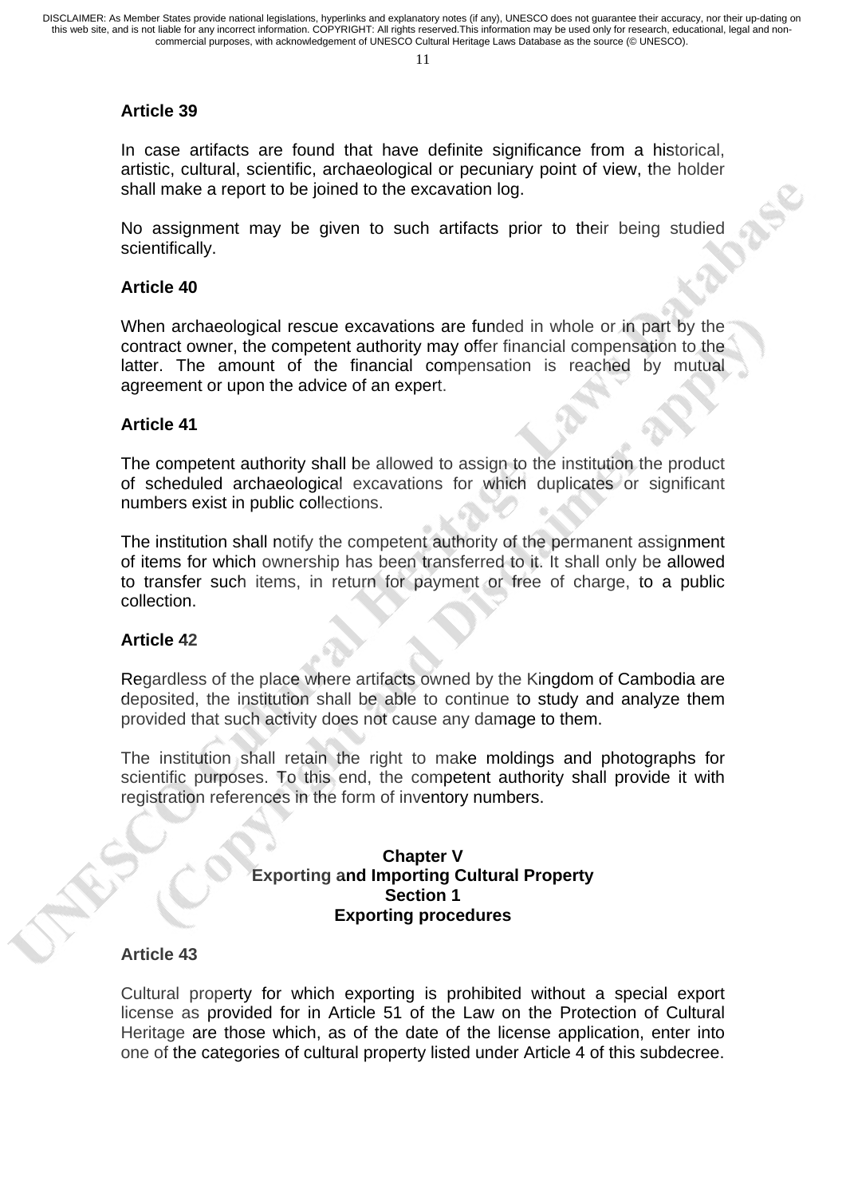### Article 39

In case artifacts are found that have definite significance from a historical, artistic, cultural, scientific, archaeological or pecuniary point of view, the holder shall make a report to be joined to the excavation log.

No assignment may be given to such artifacts prior to their being studied scientifically.

### Article 40

When archaeological rescue excavations are funded in whole or in part by the contract owner, the competent authority may offer financial compensation to the latter. The amount of the financial compensation is reached by mutual agreement or upon the advice of an expert.

### Article 41

The competent authority shall be allowed to assign to the institution the product of scheduled archaeological excavations for which duplicates or significant numbers exist in public collections.

The institution shall notify the competent authority of the permanent assignment of items for which ownership has been transferred to it. It shall only be allowed to transfer such items, in return for payment or free of charge, to a public collection.

### Article 42

Regardless of the place where artifacts owned by the Kingdom of Cambodia are deposited, the institution shall be able to continue to study and analyze them provided that such activity does not cause any damage to them.

The institution shall retain the right to make moldings and photographs for scientific purposes. To this end, the competent authority shall provide it with registration references in the form of inventory numbers.

## Chapter V
## Exporting and Importing Cultural Property
## Section 1
## Exporting procedures

### Article 43

Cultural property for which exporting is prohibited without a special export license as provided for in Article 51 of the Law on the Protection of Cultural Heritage are those which, as of the date of the license application, enter into one of the categories of cultural property listed under Article 4 of this subdecree.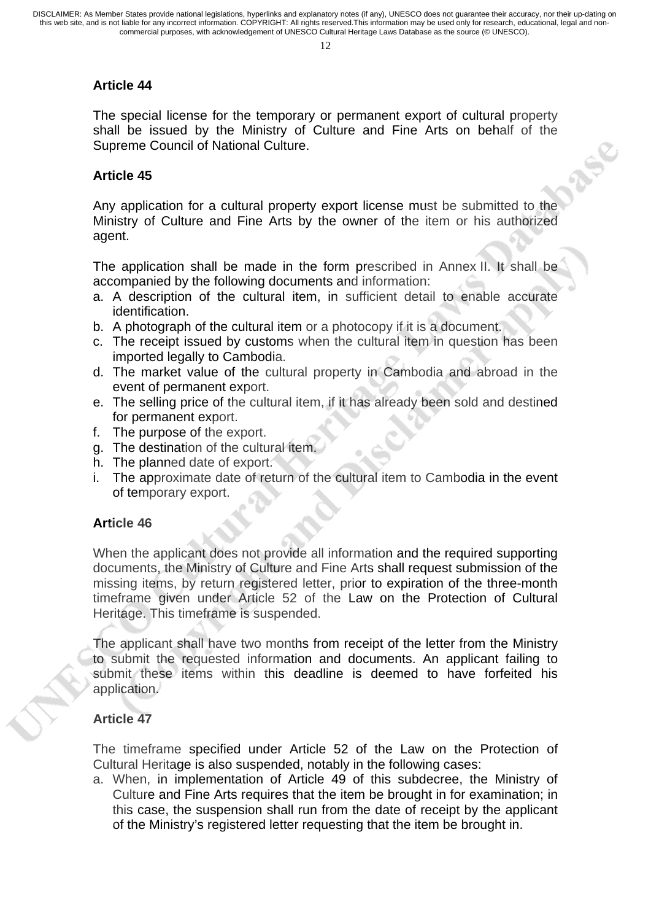### Article 44

The special license for the temporary or permanent export of cultural property shall be issued by the Ministry of Culture and Fine Arts on behalf of the Supreme Council of National Culture.

### Article 45

Any application for a cultural property export license must be submitted to the Ministry of Culture and Fine Arts by the owner of the item or his authorized agent.

The application shall be made in the form prescribed in Annex II. It shall be accompanied by the following documents and information:

a. A description of the cultural item, in sufficient detail to enable accurate identification.
b. A photograph of the cultural item or a photocopy if it is a document.
c. The receipt issued by customs when the cultural item in question has been imported legally to Cambodia.
d. The market value of the cultural property in Cambodia and abroad in the event of permanent export.
e. The selling price of the cultural item, if it has already been sold and destined for permanent export.
f. The purpose of the export.
g. The destination of the cultural item.
h. The planned date of export.
i. The approximate date of return of the cultural item to Cambodia in the event of temporary export.

### Article 46

When the applicant does not provide all information and the required supporting documents, the Ministry of Culture and Fine Arts shall request submission of the missing items, by return registered letter, prior to expiration of the three-month timeframe given under Article 52 of the Law on the Protection of Cultural Heritage. This timeframe is suspended.

The applicant shall have two months from receipt of the letter from the Ministry to submit the requested information and documents. An applicant failing to submit these items within this deadline is deemed to have forfeited his application.

### Article 47

The timeframe specified under Article 52 of the Law on the Protection of Cultural Heritage is also suspended, notably in the following cases:

a. When, in implementation of Article 49 of this subdecree, the Ministry of Culture and Fine Arts requires that the item be brought in for examination; in this case, the suspension shall run from the date of receipt by the applicant of the Ministry's registered letter requesting that the item be brought in.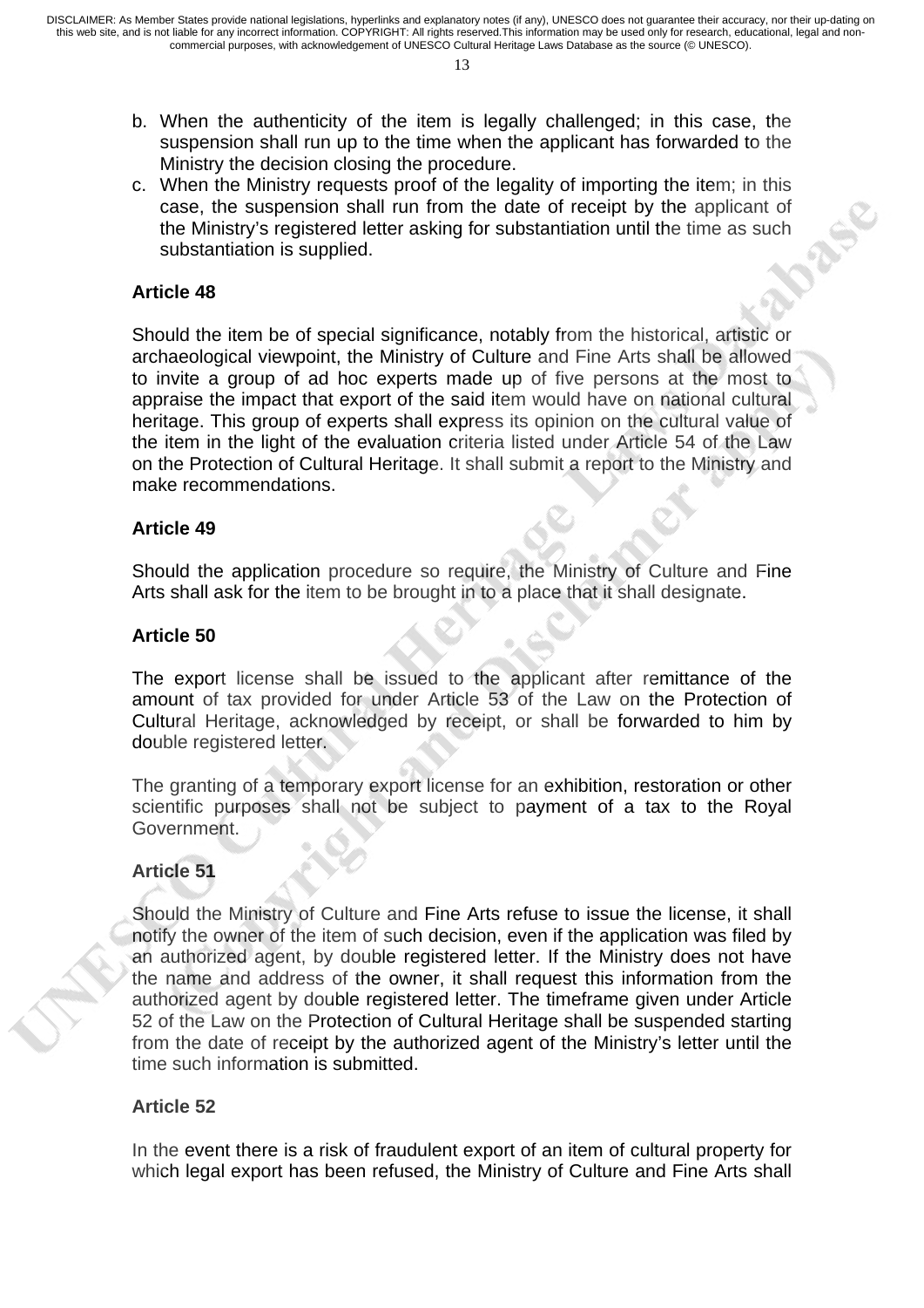b. When the authenticity of the item is legally challenged; in this case, the suspension shall run up to the time when the applicant has forwarded to the Ministry the decision closing the procedure.
c. When the Ministry requests proof of the legality of importing the item; in this case, the suspension shall run from the date of receipt by the applicant of the Ministry's registered letter asking for substantiation until the time as such substantiation is supplied.

**Article 48**

Should the item be of special significance, notably from the historical, artistic or archaeological viewpoint, the Ministry of Culture and Fine Arts shall be allowed to invite a group of ad hoc experts made up of five persons at the most to appraise the impact that export of the said item would have on national cultural heritage. This group of experts shall express its opinion on the cultural value of the item in the light of the evaluation criteria listed under Article 54 of the Law on the Protection of Cultural Heritage. It shall submit a report to the Ministry and make recommendations.

**Article 49**

Should the application procedure so require, the Ministry of Culture and Fine Arts shall ask for the item to be brought in to a place that it shall designate.

**Article 50**

The export license shall be issued to the applicant after remittance of the amount of tax provided for under Article 53 of the Law on the Protection of Cultural Heritage, acknowledged by receipt, or shall be forwarded to him by double registered letter.

The granting of a temporary export license for an exhibition, restoration or other scientific purposes shall not be subject to payment of a tax to the Royal Government.

**Article 51**

Should the Ministry of Culture and Fine Arts refuse to issue the license, it shall notify the owner of the item of such decision, even if the application was filed by an authorized agent, by double registered letter. If the Ministry does not have the name and address of the owner, it shall request this information from the authorized agent by double registered letter. The timeframe given under Article 52 of the Law on the Protection of Cultural Heritage shall be suspended starting from the date of receipt by the authorized agent of the Ministry's letter until the time such information is submitted.

**Article 52**

In the event there is a risk of fraudulent export of an item of cultural property for which legal export has been refused, the Ministry of Culture and Fine Arts shall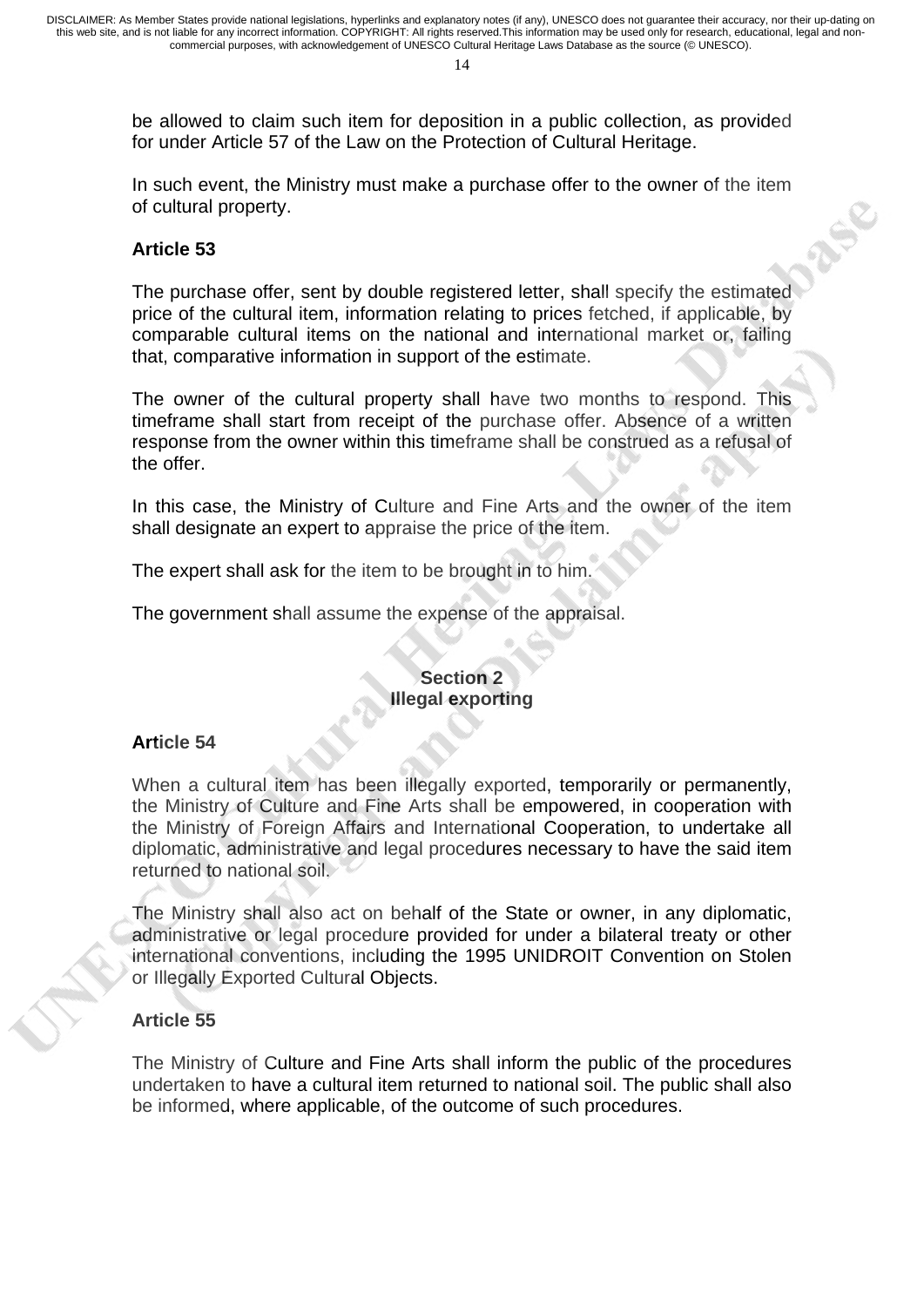be allowed to claim such item for deposition in a public collection, as provided for under Article 57 of the Law on the Protection of Cultural Heritage.

In such event, the Ministry must make a purchase offer to the owner of the item of cultural property.

**Article 53**

The purchase offer, sent by double registered letter, shall specify the estimated price of the cultural item, information relating to prices fetched, if applicable, by comparable cultural items on the national and international market or, failing that, comparative information in support of the estimate.

The owner of the cultural property shall have two months to respond. This timeframe shall start from receipt of the purchase offer. Absence of a written response from the owner within this timeframe shall be construed as a refusal of the offer.

In this case, the Ministry of Culture and Fine Arts and the owner of the item shall designate an expert to appraise the price of the item.

The expert shall ask for the item to be brought in to him.

The government shall assume the expense of the appraisal.

## Section 2
## Illegal exporting

**Article 54**

When a cultural item has been illegally exported, temporarily or permanently, the Ministry of Culture and Fine Arts shall be empowered, in cooperation with the Ministry of Foreign Affairs and International Cooperation, to undertake all diplomatic, administrative and legal procedures necessary to have the said item returned to national soil.

The Ministry shall also act on behalf of the State or owner, in any diplomatic, administrative or legal procedure provided for under a bilateral treaty or other international conventions, including the 1995 UNIDROIT Convention on Stolen or Illegally Exported Cultural Objects.

**Article 55**

The Ministry of Culture and Fine Arts shall inform the public of the procedures undertaken to have a cultural item returned to national soil. The public shall also be informed, where applicable, of the outcome of such procedures.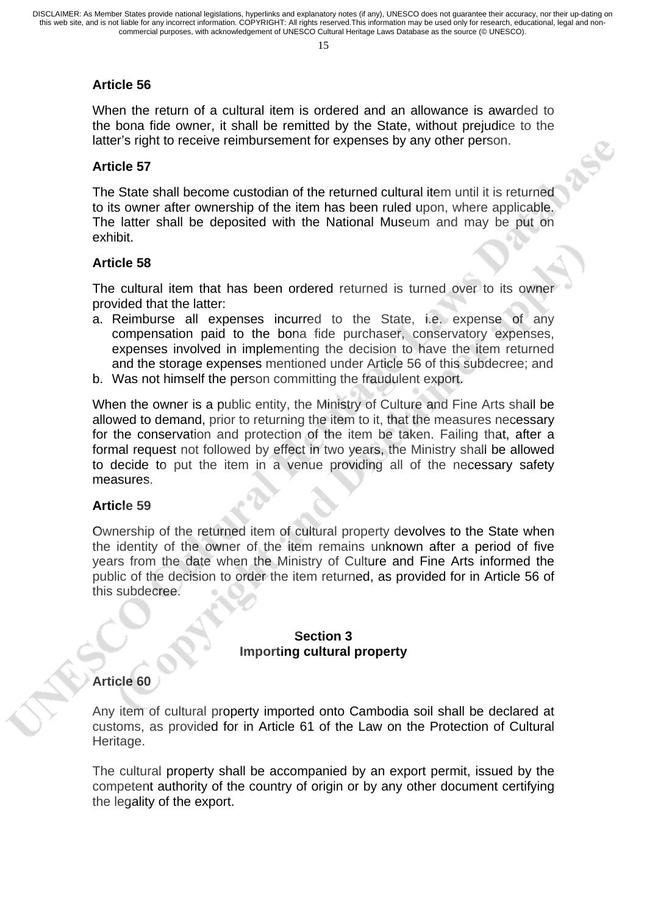**Article 56**

When the return of a cultural item is ordered and an allowance is awarded to the bona fide owner, it shall be remitted by the State, without prejudice to the latter's right to receive reimbursement for expenses by any other person.

**Article 57**

The State shall become custodian of the returned cultural item until it is returned to its owner after ownership of the item has been ruled upon, where applicable. The latter shall be deposited with the National Museum and may be put on exhibit.

**Article 58**

The cultural item that has been ordered returned is turned over to its owner provided that the latter:

a. Reimburse all expenses incurred to the State, i.e. expense of any compensation paid to the bona fide purchaser, conservatory expenses, expenses involved in implementing the decision to have the item returned and the storage expenses mentioned under Article 56 of this subdecree; and
b. Was not himself the person committing the fraudulent export.

When the owner is a public entity, the Ministry of Culture and Fine Arts shall be allowed to demand, prior to returning the item to it, that the measures necessary for the conservation and protection of the item be taken. Failing that, after a formal request not followed by effect in two years, the Ministry shall be allowed to decide to put the item in a venue providing all of the necessary safety measures.

**Article 59**

Ownership of the returned item of cultural property devolves to the State when the identity of the owner of the item remains unknown after a period of five years from the date when the Ministry of Culture and Fine Arts informed the public of the decision to order the item returned, as provided for in Article 56 of this subdecree.

## Section 3
## Importing cultural property

**Article 60**

Any item of cultural property imported onto Cambodia soil shall be declared at customs, as provided for in Article 61 of the Law on the Protection of Cultural Heritage.

The cultural property shall be accompanied by an export permit, issued by the competent authority of the country of origin or by any other document certifying the legality of the export.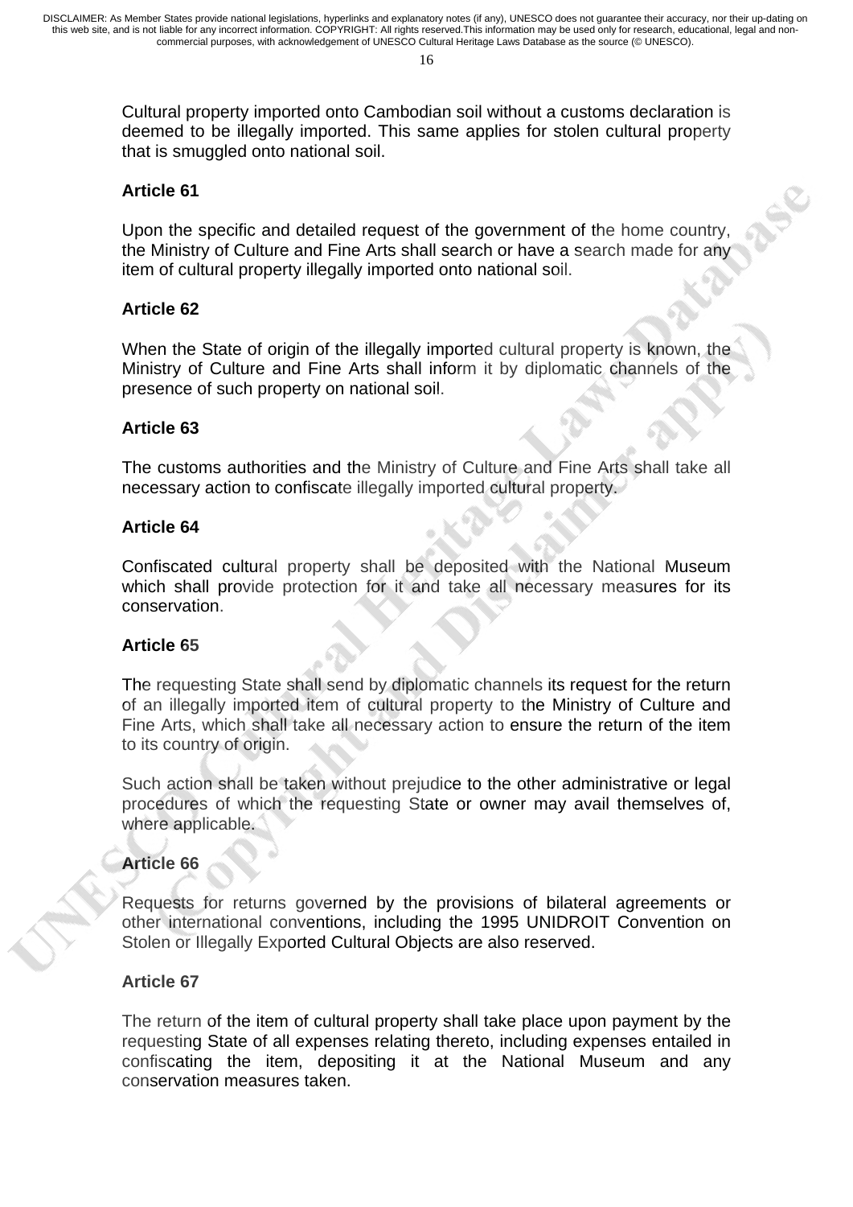Cultural property imported onto Cambodian soil without a customs declaration is deemed to be illegally imported. This same applies for stolen cultural property that is smuggled onto national soil.

**Article 61**

Upon the specific and detailed request of the government of the home country, the Ministry of Culture and Fine Arts shall search or have a search made for any item of cultural property illegally imported onto national soil.

**Article 62**

When the State of origin of the illegally imported cultural property is known, the Ministry of Culture and Fine Arts shall inform it by diplomatic channels of the presence of such property on national soil.

**Article 63**

The customs authorities and the Ministry of Culture and Fine Arts shall take all necessary action to confiscate illegally imported cultural property.

**Article 64**

Confiscated cultural property shall be deposited with the National Museum which shall provide protection for it and take all necessary measures for its conservation.

**Article 65**

The requesting State shall send by diplomatic channels its request for the return of an illegally imported item of cultural property to the Ministry of Culture and Fine Arts, which shall take all necessary action to ensure the return of the item to its country of origin.

Such action shall be taken without prejudice to the other administrative or legal procedures of which the requesting State or owner may avail themselves of, where applicable.

**Article 66**

Requests for returns governed by the provisions of bilateral agreements or other international conventions, including the 1995 UNIDROIT Convention on Stolen or Illegally Exported Cultural Objects are also reserved.

**Article 67**

The return of the item of cultural property shall take place upon payment by the requesting State of all expenses relating thereto, including expenses entailed in confiscating the item, depositing it at the National Museum and any conservation measures taken.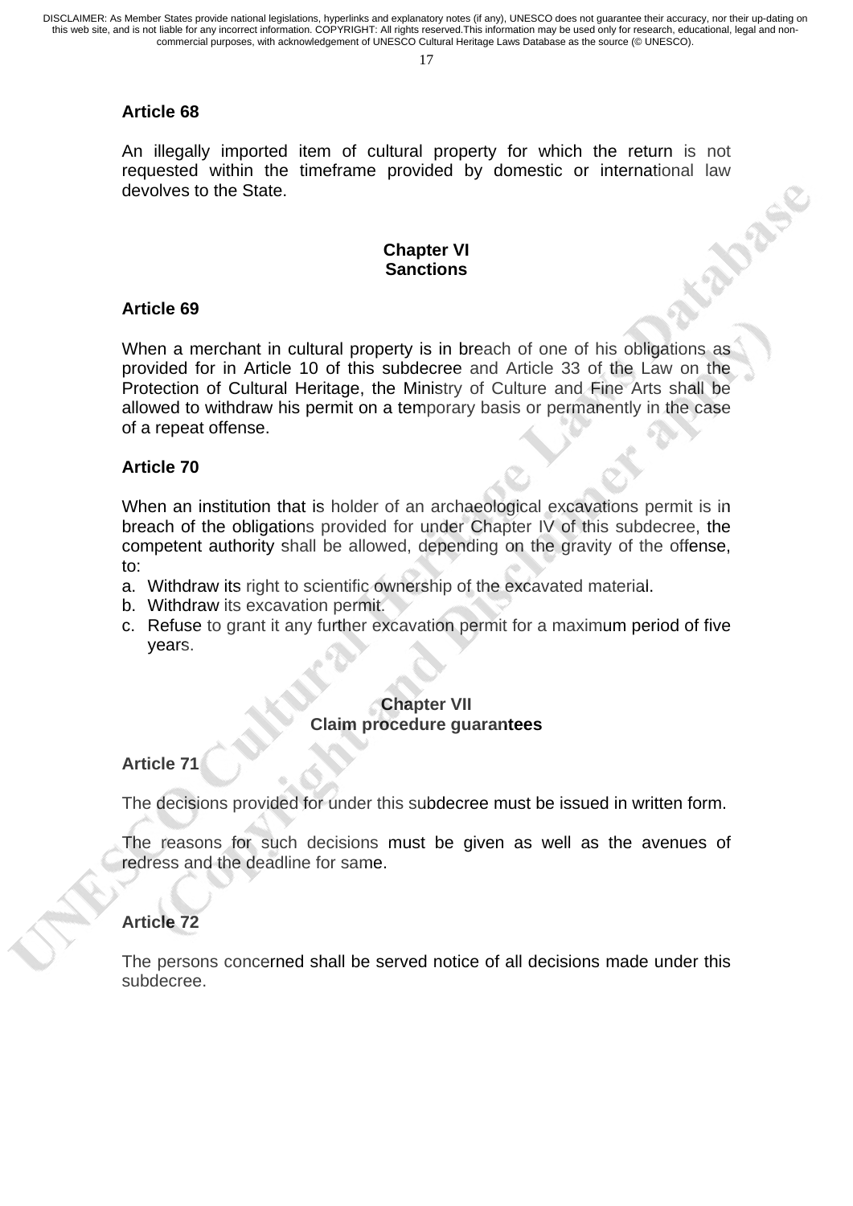**Article 68**

An illegally imported item of cultural property for which the return is not requested within the timeframe provided by domestic or international law devolves to the State.

## Chapter VI
## Sanctions

**Article 69**

When a merchant in cultural property is in breach of one of his obligations as provided for in Article 10 of this subdecree and Article 33 of the Law on the Protection of Cultural Heritage, the Ministry of Culture and Fine Arts shall be allowed to withdraw his permit on a temporary basis or permanently in the case of a repeat offense.

**Article 70**

When an institution that is holder of an archaeological excavations permit is in breach of the obligations provided for under Chapter IV of this subdecree, the competent authority shall be allowed, depending on the gravity of the offense, to:

a. Withdraw its right to scientific ownership of the excavated material.
b. Withdraw its excavation permit.
c. Refuse to grant it any further excavation permit for a maximum period of five years.

## Chapter VII
## Claim procedure guarantees

**Article 71**

The decisions provided for under this subdecree must be issued in written form.

The reasons for such decisions must be given as well as the avenues of redress and the deadline for same.

**Article 72**

The persons concerned shall be served notice of all decisions made under this subdecree.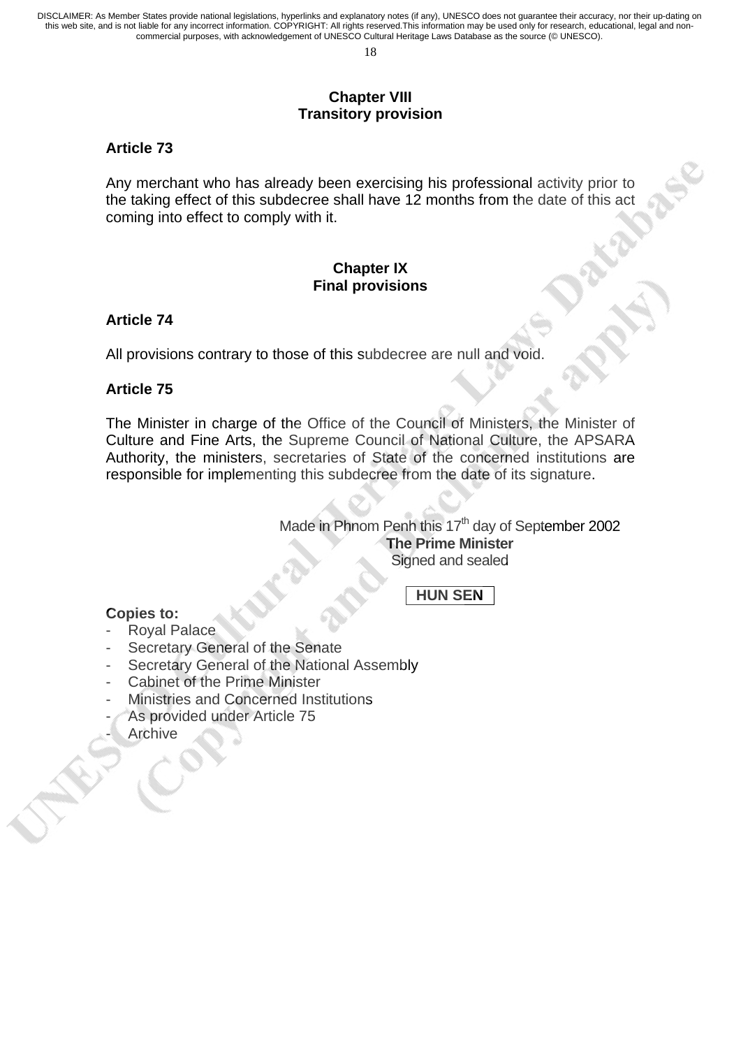## Chapter VIII
## Transitory provision

**Article 73**

Any merchant who has already been exercising his professional activity prior to the taking effect of this subdecree shall have 12 months from the date of this act coming into effect to comply with it.

## Chapter IX
## Final provisions

**Article 74**

All provisions contrary to those of this subdecree are null and void.

**Article 75**

The Minister in charge of the Office of the Council of Ministers, the Minister of Culture and Fine Arts, the Supreme Council of National Culture, the APSARA Authority, the ministers, secretaries of State of the concerned institutions are responsible for implementing this subdecree from the date of its signature.

Made in Phnom Penh this 17th day of September 2002

**The Prime Minister**

Signed and sealed

**HUN SEN**

**Copies to:**

- Royal Palace
- Secretary General of the Senate
- Secretary General of the National Assembly
- Cabinet of the Prime Minister
- Ministries and Concerned Institutions
- As provided under Article 75
- Archive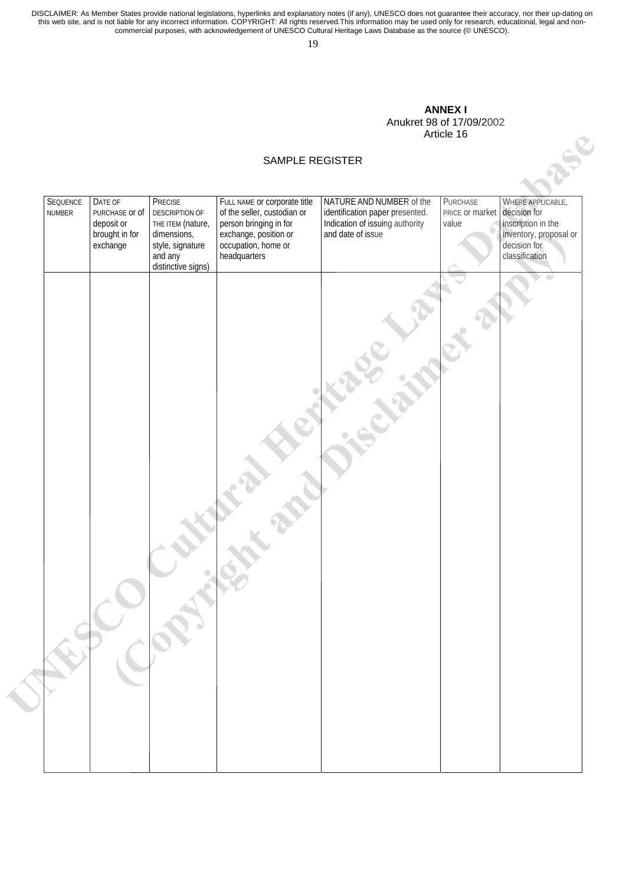**ANNEX I**
Anukret 98 of 17/09/2002
Article 16

SAMPLE REGISTER

| SEQUENCE NUMBER | DATE OF PURCHASE or of deposit or brought in for exchange | PRECISE DESCRIPTION OF THE ITEM (nature, dimensions, style, signature and any distinctive signs) | FULL NAME or corporate title of the seller, custodian or person bringing in for exchange, position or occupation, home or headquarters | NATURE AND NUMBER of the identification paper presented. Indication of issuing authority and date of issue | PURCHASE PRICE or market value | WHERE APPLICABLE, decision for inscription in the inventory, proposal or decision for classification |
|---|---|---|---|---|---|---|
| | | | | | | |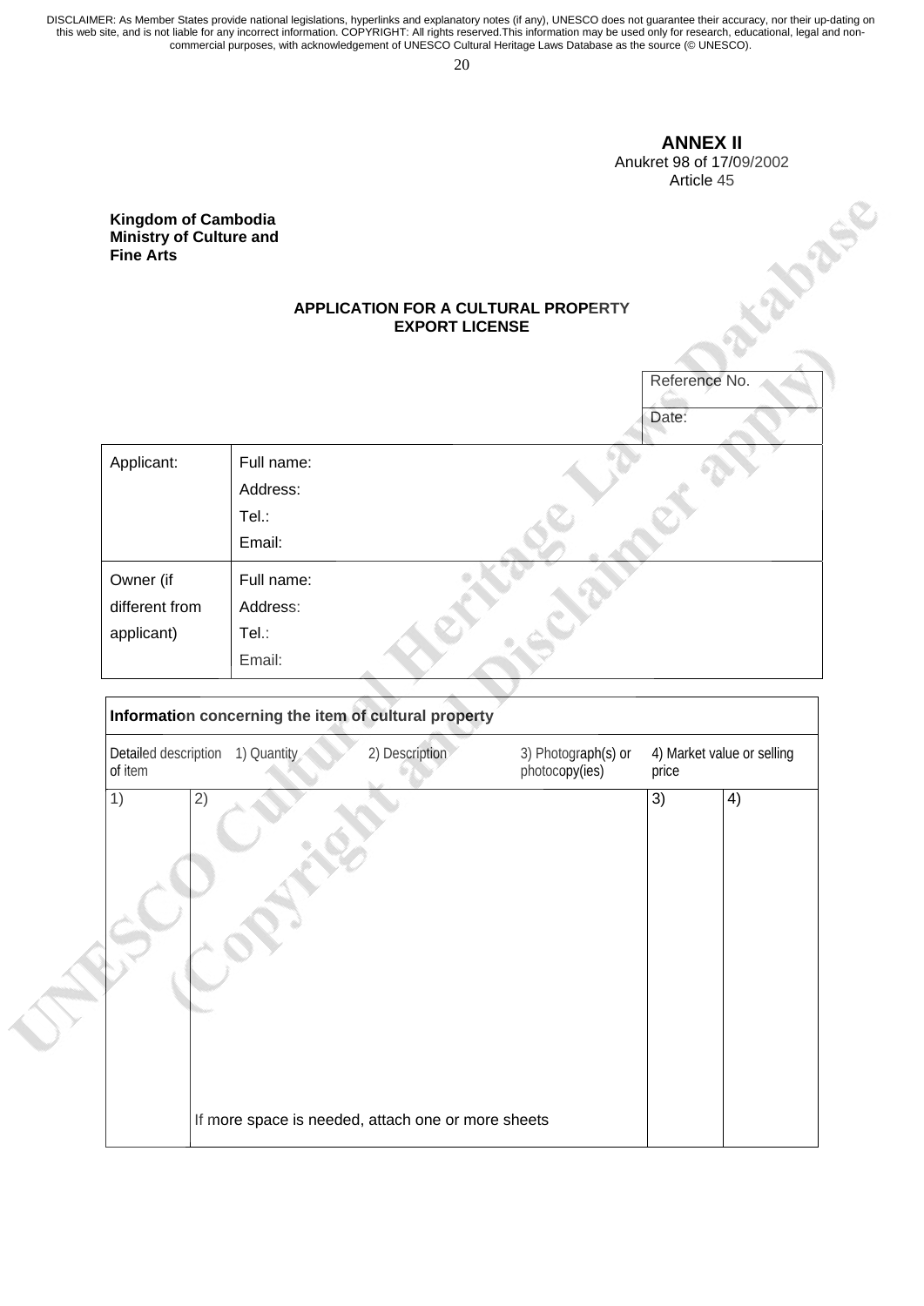**ANNEX II**
Anukret 98 of 17/09/2002
Article 45

**Kingdom of Cambodia**
**Ministry of Culture and Fine Arts**

**APPLICATION FOR A CULTURAL PROPERTY EXPORT LICENSE**

| Reference No. |
|---|
| Date: |

| | |
|---|---|
| Applicant: | Full name:<br>Address:<br>Tel.:<br>Email: |
| Owner (if different from applicant) | Full name:<br>Address:<br>Tel.:<br>Email: |

| **Information concerning the item of cultural property** | | | |
|---|---|---|---|
| Detailed description of item | 1) Quantity 2) Description | 3) Photograph(s) or photocopy(ies) | 4) Market value or selling price |
| 1) | 2)<br><br>If more space is needed, attach one or more sheets | 3) | 4) |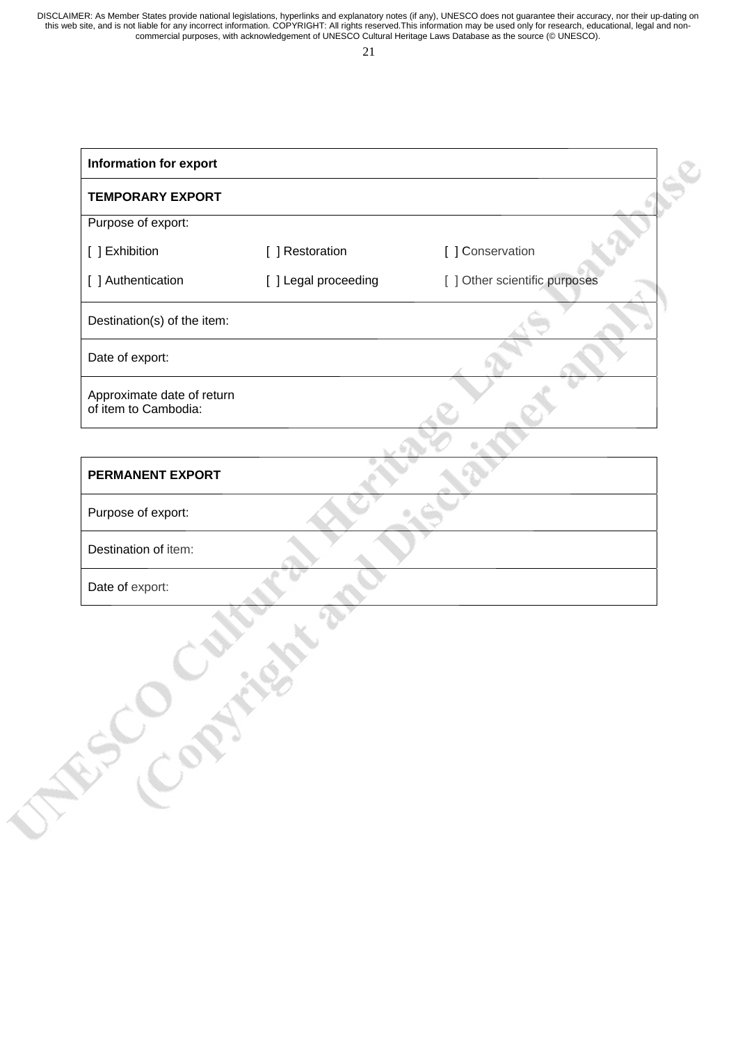| Information for export | | |
|---|---|---|
| **TEMPORARY EXPORT** | | |
| Purpose of export: | | |
| [ ] Exhibition | [ ] Restoration | [ ] Conservation |
| [ ] Authentication | [ ] Legal proceeding | [ ] Other scientific purposes |
| Destination(s) of the item: | | |
| Date of export: | | |
| Approximate date of return of item to Cambodia: | | |

| **PERMANENT EXPORT** |
|---|
| Purpose of export: |
| Destination of item: |
| Date of export: |